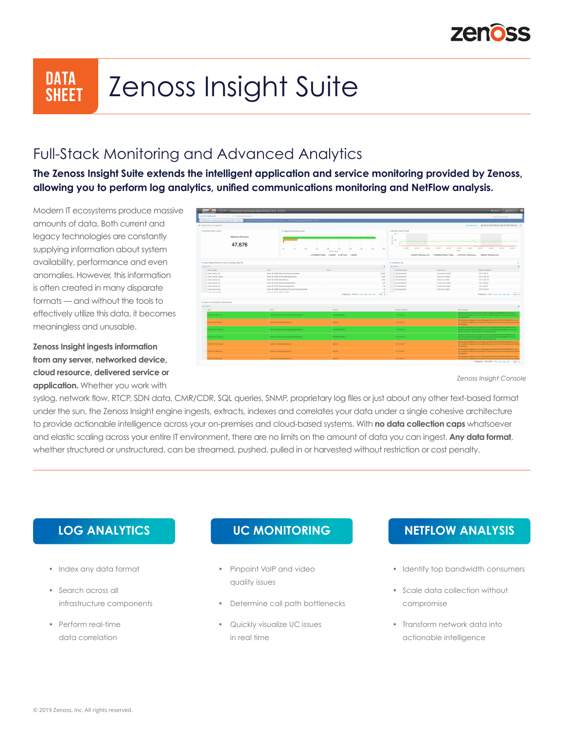DATA SHEET

# Zenoss Insight Suite

## Full-Stack Monitoring and Advanced Analytics

**The Zenoss Insight Suite extends the intelligent application and service monitoring provided by Zenoss, allowing you to perform log analytics, unified communications monitoring and NetFlow analysis.**

Modern IT ecosystems produce massive amounts of data. Both current and legacy technologies are constantly supplying information about system availability, performance and even anomalies. However, this information is often created in many disparate formats — and without the tools to effectively utilize this data, it becomes meaningless and unusable.

*Zenoss Insight Console*

**Zenoss Insight ingests information from any server, networked device, cloud resource, delivered service or application.** Whether you work with syslog, network flow, RTCP, SDN data, CMR/CDR, SQL queries, SNMP, proprietary log files or just about any other text-based format under the sun, the Zenoss Insight engine ingests, extracts, indexes and correlates your data under a single cohesive architecture to provide actionable intelligence across your on-premises and cloud-based systems. With **no data collection caps** whatsoever and elastic scaling across your entire IT environment, there are no limits on the amount of data you can ingest. **Any data format**, whether structured or unstructured, can be streamed, pushed, pulled in or harvested without restriction or cost penalty.

### LOG ANALYTICS

- Index any data format
- Search across all infrastructure components
- Perform real-time data correlation

### UC MONITORING

- Pinpoint VoIP and video quality issues
- Determine call path bottlenecks
- Quickly visualize UC issues in real time

### NETFLOW ANALYSIS

- Identify top bandwidth consumers
- Scale data collection without compromise
- Transform network data into actionable intelligence

© 2019 Zenoss, Inc. All rights reserved.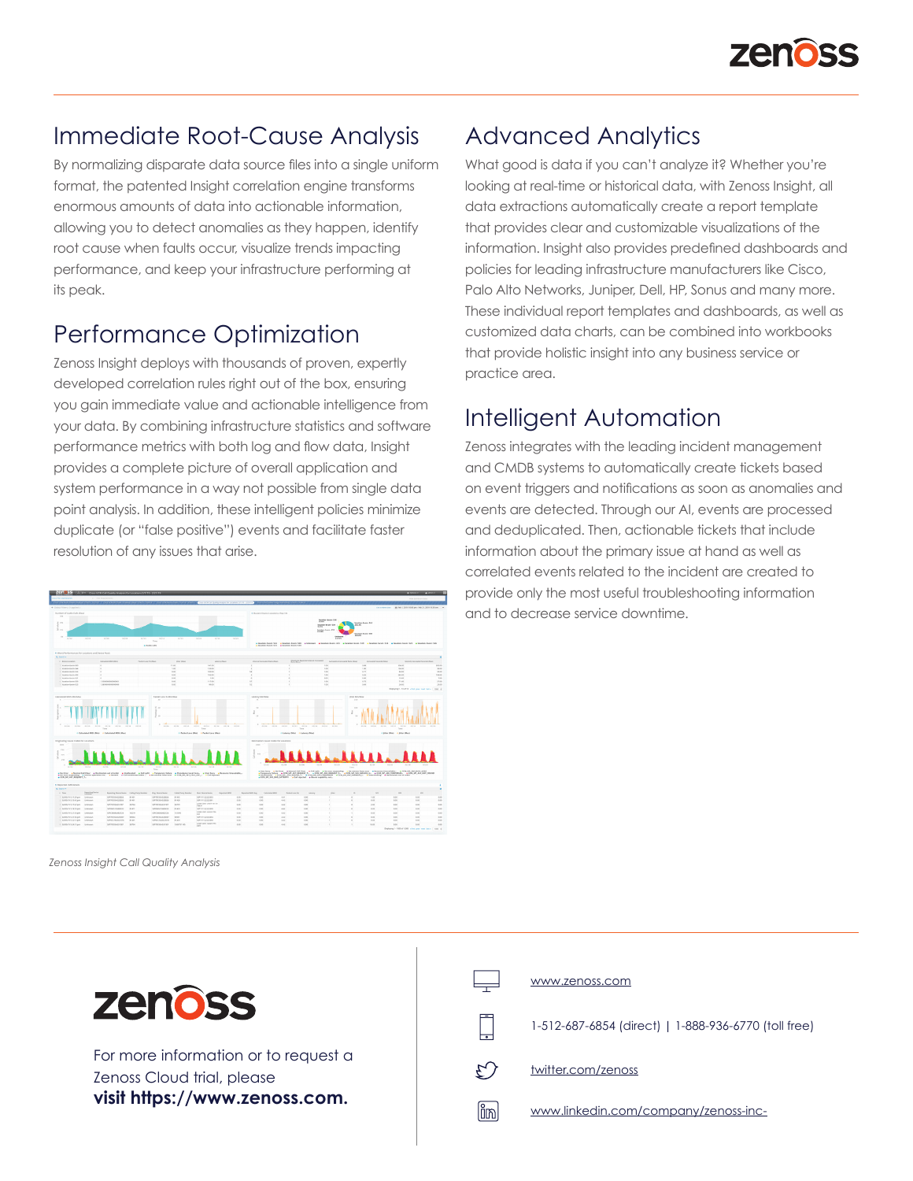## Immediate Root-Cause Analysis

By normalizing disparate data source files into a single uniform format, the patented Insight correlation engine transforms enormous amounts of data into actionable information, allowing you to detect anomalies as they happen, identify root cause when faults occur, visualize trends impacting performance, and keep your infrastructure performing at its peak.

## Performance Optimization

Zenoss Insight deploys with thousands of proven, expertly developed correlation rules right out of the box, ensuring you gain immediate value and actionable intelligence from your data. By combining infrastructure statistics and software performance metrics with both log and flow data, Insight provides a complete picture of overall application and system performance in a way not possible from single data point analysis. In addition, these intelligent policies minimize duplicate (or "false positive") events and facilitate faster resolution of any issues that arise.

*Zenoss Insight Call Quality Analysis*

## Advanced Analytics

What good is data if you can't analyze it? Whether you're looking at real-time or historical data, with Zenoss Insight, all data extractions automatically create a report template that provides clear and customizable visualizations of the information. Insight also provides predefined dashboards and policies for leading infrastructure manufacturers like Cisco, Palo Alto Networks, Juniper, Dell, HP, Sonus and many more. These individual report templates and dashboards, as well as customized data charts, can be combined into workbooks that provide holistic insight into any business service or practice area.

## Intelligent Automation

Zenoss integrates with the leading incident management and CMDB systems to automatically create tickets based on event triggers and notifications as soon as anomalies and events are detected. Through our AI, events are processed and deduplicated. Then, actionable tickets that include information about the primary issue at hand as well as correlated events related to the incident are created to provide only the most useful troubleshooting information and to decrease service downtime.

For more information or to request a Zenoss Cloud trial, please **visit https://www.zenoss.com.**

www.zenoss.com

1-512-687-6854 (direct) | 1-888-936-6770 (toll free)

twitter.com/zenoss

www.linkedin.com/company/zenoss-inc-